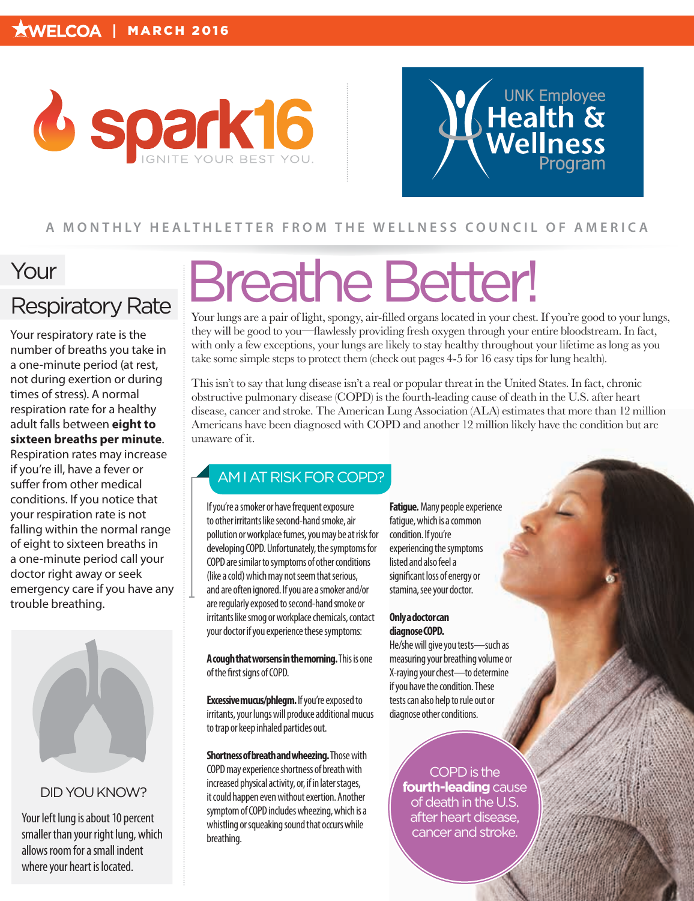WELCOA | MARCH 2016

spark16 IGNITE YOUR BEST YOU.

UNK Employee Health & Wellness Program

A MONTHLY HEALTHLETTER FROM THE WELLNESS COUNCIL OF AMERICA

# Breathe Better!

Your lungs are a pair of light, spongy, air-filled organs located in your chest. If you're good to your lungs, they will be good to you—flawlessly providing fresh oxygen through your entire bloodstream. In fact, with only a few exceptions, your lungs are likely to stay healthy throughout your lifetime as long as you take some simple steps to protect them (check out pages 4-5 for 16 easy tips for lung health).

This isn't to say that lung disease isn't a real or popular threat in the United States. In fact, chronic obstructive pulmonary disease (COPD) is the fourth-leading cause of death in the U.S. after heart disease, cancer and stroke. The American Lung Association (ALA) estimates that more than 12 million Americans have been diagnosed with COPD and another 12 million likely have the condition but are unaware of it.

## AM I AT RISK FOR COPD?

If you're a smoker or have frequent exposure to other irritants like second-hand smoke, air pollution or workplace fumes, you may be at risk for developing COPD. Unfortunately, the symptoms for COPD are similar to symptoms of other conditions (like a cold) which may not seem that serious, and are often ignored. If you are a smoker and/or are regularly exposed to second-hand smoke or irritants like smog or workplace chemicals, contact your doctor if you experience these symptoms:

**A cough that worsens in the morning.** This is one of the first signs of COPD.

**Excessive mucus/phlegm.** If you're exposed to irritants, your lungs will produce additional mucus to trap or keep inhaled particles out.

**Shortness of breath and wheezing.** Those with COPD may experience shortness of breath with increased physical activity, or, if in later stages, it could happen even without exertion. Another symptom of COPD includes wheezing, which is a whistling or squeaking sound that occurs while breathing.

**Fatigue.** Many people experience fatigue, which is a common condition. If you're experiencing the symptoms listed and also feel a significant loss of energy or stamina, see your doctor.

**Only a doctor can diagnose COPD.** He/she will give you tests—such as measuring your breathing volume or X-raying your chest—to determine if you have the condition. These tests can also help to rule out or diagnose other conditions.

COPD is the **fourth-leading** cause of death in the U.S. after heart disease, cancer and stroke.

## Your Respiratory Rate

Your respiratory rate is the number of breaths you take in a one-minute period (at rest, not during exertion or during times of stress). A normal respiration rate for a healthy adult falls between **eight to sixteen breaths per minute**. Respiration rates may increase if you're ill, have a fever or suffer from other medical conditions. If you notice that your respiration rate is not falling within the normal range of eight to sixteen breaths in a one-minute period call your doctor right away or seek emergency care if you have any trouble breathing.

### DID YOU KNOW?

Your left lung is about 10 percent smaller than your right lung, which allows room for a small indent where your heart is located.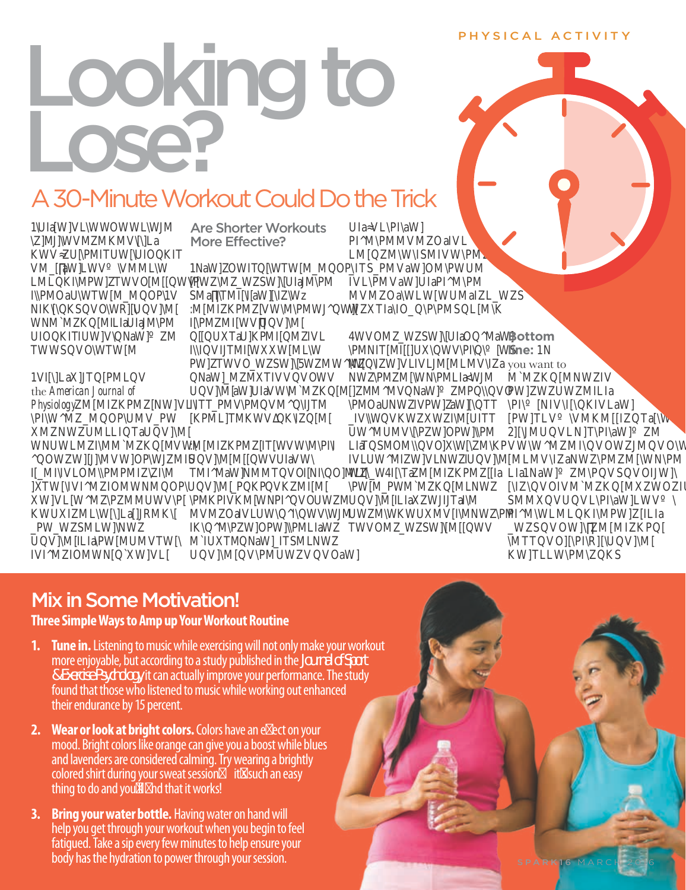# Looking to Lose?

## A 30-Minute Workout Could Do the Trick

### Are Shorter Workouts More Effective?

**Bottom Line:** you want to

## Mix in Some Motivation!

### Three Simple Ways to Amp up Your Workout Routine

1. **Tune in.** Listening to music while exercising will not only make your workout more enjoyable, but according to a study published in the *Journal of Sport & Exercise Psychology*, it can actually improve your performance. The study found that those who listened to music while working out enhanced their endurance by 15 percent.

2. **Wear or look at bright colors.** Colors have an effect on your mood. Bright colors like orange can give you a boost while blues and lavenders are considered calming. Try wearing a brightly colored shirt during your sweat session—it's such an easy thing to do and you'll find that it works!

3. **Bring your water bottle.** Having water on hand will help you get through your workout when you begin to feel fatigued. Take a sip every few minutes to help ensure your body has the hydration to power through your session.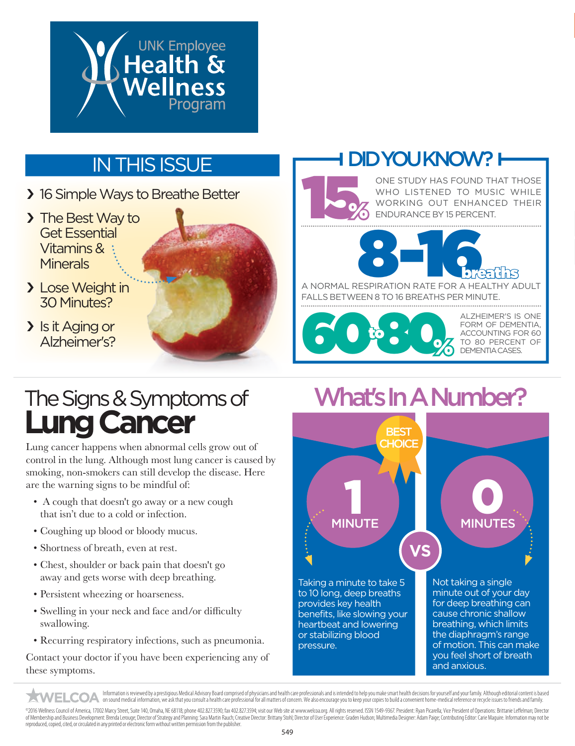UNK Employee **Health & Wellness** Program

## IN THIS ISSUE

- 16 Simple Ways to Breathe Better
- The Best Way to Get Essential Vitamins & Minerals
- Lose Weight in 30 Minutes?
- Is it Aging or Alzheimer's?

## DID YOU KNOW?

**15%**

ONE STUDY HAS FOUND THAT THOSE WHO LISTENED TO MUSIC WHILE WORKING OUT ENHANCED THEIR ENDURANCE BY 15 PERCENT.

**8-16 breaths**

A NORMAL RESPIRATION RATE FOR A HEALTHY ADULT FALLS BETWEEN 8 TO 16 BREATHS PER MINUTE.

**60 to 80%**

ALZHEIMER'S IS ONE FORM OF DEMENTIA, ACCOUNTING FOR 60 TO 80 PERCENT OF DEMENTIA CASES.

# The Signs & Symptoms of **Lung Cancer**

Lung cancer happens when abnormal cells grow out of control in the lung. Although most lung cancer is caused by smoking, non-smokers can still develop the disease. Here are the warning signs to be mindful of:

- A cough that doesn't go away or a new cough that isn't due to a cold or infection.
- Coughing up blood or bloody mucus.
- Shortness of breath, even at rest.
- Chest, shoulder or back pain that doesn't go away and gets worse with deep breathing.
- Persistent wheezing or hoarseness.
- Swelling in your neck and face and/or difficulty swallowing.
- Recurring respiratory infections, such as pneumonia.

Contact your doctor if you have been experiencing any of these symptoms.

# What's In A Number?

**BEST CHOICE**

**1 MINUTE**

Taking a minute to take 5 to 10 long, deep breaths provides key health benefits, like slowing your heartbeat and lowering or stabilizing blood pressure.

**VS**

**0 MINUTES**

Not taking a single minute out of your day for deep breathing can cause chronic shallow breathing, which limits the diaphragm's range of motion. This can make you feel short of breath and anxious.

WELCOA Information is reviewed by a prestigious Medical Advisory Board comprised of physicians and health care professionals and is intended to help you make smart health decisions for yourself and your family. Although editorial content is based on sound medical information, we ask that you consult a health care professional for all matters of concern. We also encourage you to keep your copies to build a convenient home-medical reference or recycle issues to friends and family.

©2016 Wellness Council of America, 17002 Marcy Street, Suite 140, Omaha, NE 68118; phone 402.827.3590; fax 402.827.3594; visit our Web site at www.welcoa.org. All rights reserved. ISSN 1549-9367. President: Ryan Picarella; Vice President of Operations: Brittanie Leffelman; Director of Membership and Business Development: Brenda Lerouge; Director of Strategy and Planning: Sara Martin Rauch; Creative Director: Brittany Stohl; Director of User Experience: Graden Hudson; Multimedia Designer: Adam Paige; Contributing Editor: Carie Maguire. Information may not be reproduced, copied, cited, or circulated in any printed or electronic form without written permission from the publisher.